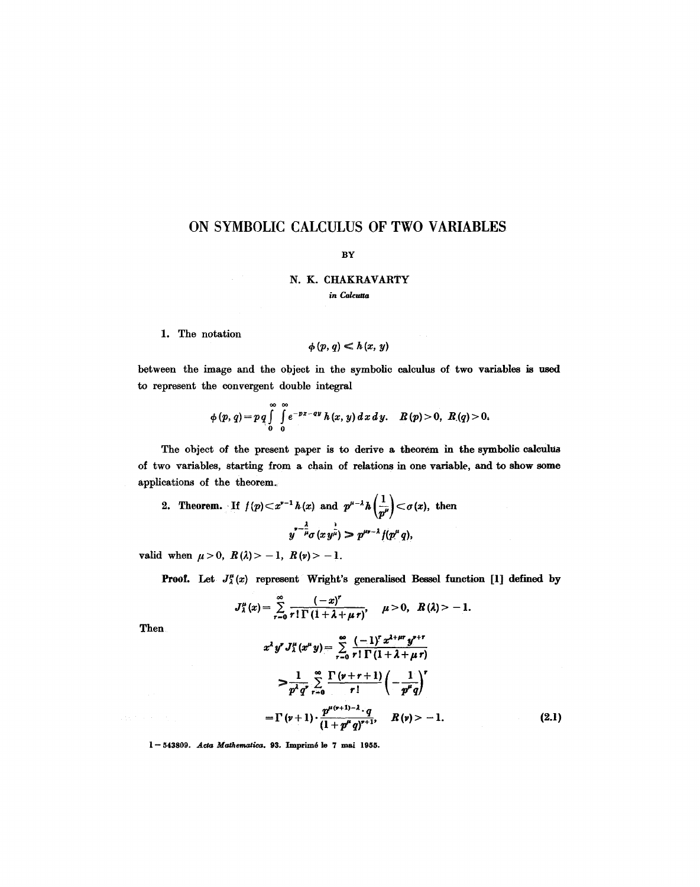# ON SYMBOLIC CALCULUS OF TWO VARIABLES

BY

N. K. CHAKRAVARTY

*in Calcutta*

1. The notation

$$\phi(p, q) \ll h(x, y)$$

between the image and the object in the symbolic calculus of two variables is used to represent the convergent double integral

$$\phi(p, q) = pq \int_0^\infty \int_0^\infty e^{-px-qy} h(x, y)\, dx\, dy. \quad R(p) > 0, \; R(q) > 0.$$

The object of the present paper is to derive a theorem in the symbolic calculus of two variables, starting from a chain of relations in one variable, and to show some applications of the theorem.

2. **Theorem.** If $f(p) < x^{\nu-1} h(x)$ and $p^{\mu-\lambda} h\left(\frac{1}{p^\mu}\right) < \sigma(x)$, then

$$y^{\nu - \frac{\lambda}{\mu}} \sigma(x y^{\frac{1}{\mu}}) \gg p^{\mu\nu-\lambda} f(p^\mu q),$$

valid when $\mu > 0$, $R(\lambda) > -1$, $R(\nu) > -1$.

**Proof.** Let $J_\lambda^\mu(x)$ represent Wright's generalised Bessel function [1] defined by

$$J_\lambda^\mu(x) = \sum_{r=0}^\infty \frac{(-x)^r}{r!\,\Gamma(1+\lambda+\mu r)}, \quad \mu > 0, \; R(\lambda) > -1.$$

Then

$$\begin{aligned} x^\lambda y^\nu J_\lambda^\mu(x^\mu y) &= \sum_{r=0}^\infty \frac{(-1)^r x^{\lambda+\mu r} y^{\nu+r}}{r!\,\Gamma(1+\lambda+\mu r)} \\ &\gg \frac{1}{p^\lambda q^\nu} \sum_{r=0}^\infty \frac{\Gamma(\nu+r+1)}{r!} \left(-\frac{1}{p^\mu q}\right)^r \\ &= \Gamma(\nu+1) \cdot \frac{p^{\mu(\nu+1)-\lambda} \cdot q}{(1+p^\mu q)^{\nu+1}}, \quad R(\nu) > -1. \end{aligned} \tag{2.1}$$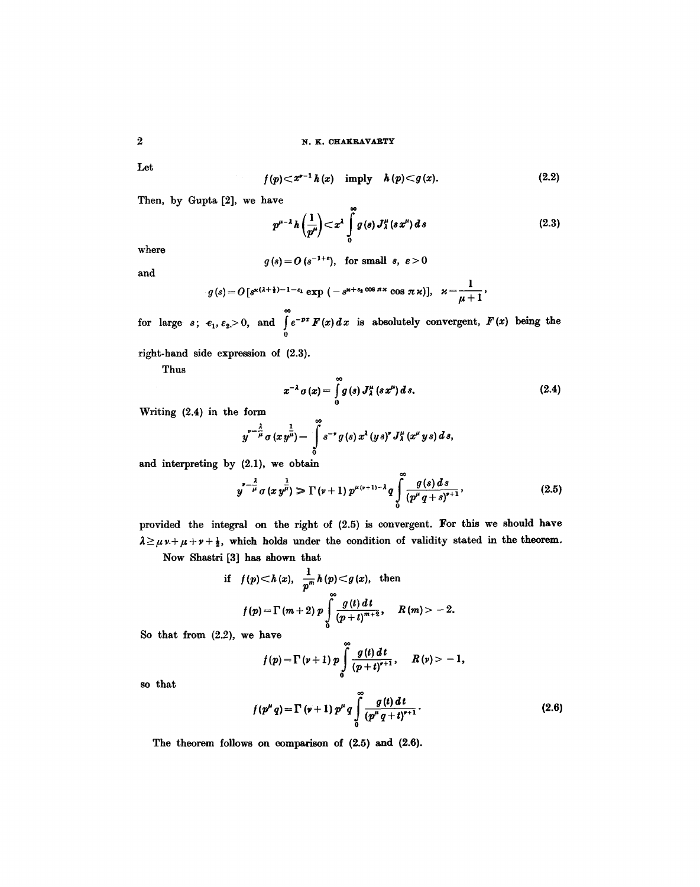Let

$$f(p) \risingdotseq x^{\nu-1} h(x) \quad \text{imply} \quad h(p) \risingdotseq g(x). \tag{2.2}$$

Then, by Gupta [2], we have

$$p^{\mu-\lambda} h\left(\frac{1}{p^{\mu}}\right) \risingdotseq x^{\lambda} \int_{0}^{\infty} g(s) J_{\lambda}^{\mu}(s x^{\mu}) \, ds \tag{2.3}$$

where

$$g(s) = O(s^{-1+\varepsilon}), \quad \text{for small } s, \ \varepsilon > 0$$

and

$$g(s) = O[s^{\varkappa(\lambda+\frac{1}{2})-1-\varepsilon_1} \exp(-s^{\varkappa+\varepsilon_2 \cos \pi\varkappa} \cos \pi\varkappa)], \quad \varkappa = \frac{1}{\mu+1},$$

for large $s$; $\varepsilon_1, \varepsilon_2 > 0$, and $\int_0^{\infty} e^{-px} F(x) \, dx$ is absolutely convergent, $F(x)$ being the right-hand side expression of (2.3).

Thus

$$x^{-\lambda} \sigma(x) = \int_{0}^{\infty} g(s) J_{\lambda}^{\mu}(s x^{\mu}) \, ds. \tag{2.4}$$

Writing (2.4) in the form

$$y^{\nu-\frac{\lambda}{\mu}} \sigma(x y^{\frac{1}{\mu}}) = \int_{0}^{\infty} s^{-\nu} g(s) x^{\lambda} (y s)^{\nu} J_{\lambda}^{\mu}(x^{\mu} y s) \, ds,$$

and interpreting by (2.1), we obtain

$$y^{\nu-\frac{\lambda}{\mu}} \sigma(x y^{\frac{1}{\mu}}) \gg \Gamma(\nu+1) p^{\mu(\nu+1)-\lambda} q \int_{0}^{\infty} \frac{g(s) \, ds}{(p^{\mu} q + s)^{\nu+1}}, \tag{2.5}$$

provided the integral on the right of (2.5) is convergent. For this we should have $\lambda \geq \mu\nu + \mu + \nu + \frac{1}{2}$, which holds under the condition of validity stated in the theorem.

Now Shastri [3] has shown that

if $f(p) \risingdotseq h(x)$, $\frac{1}{p^m} h(p) \risingdotseq g(x)$, then

$$f(p) = \Gamma(m+2) p \int_{0}^{\infty} \frac{g(t) \, dt}{(p+t)^{m+2}}, \quad R(m) > -2.$$

So that from (2.2), we have

$$f(p) = \Gamma(\nu+1) p \int_{0}^{\infty} \frac{g(t) \, dt}{(p+t)^{\nu+1}}, \quad R(\nu) > -1,$$

so that

$$f(p^{\mu} q) = \Gamma(\nu+1) p^{\mu} q \int_{0}^{\infty} \frac{g(t) \, dt}{(p^{\mu} q + t)^{\nu+1}}. \tag{2.6}$$

The theorem follows on comparison of (2.5) and (2.6).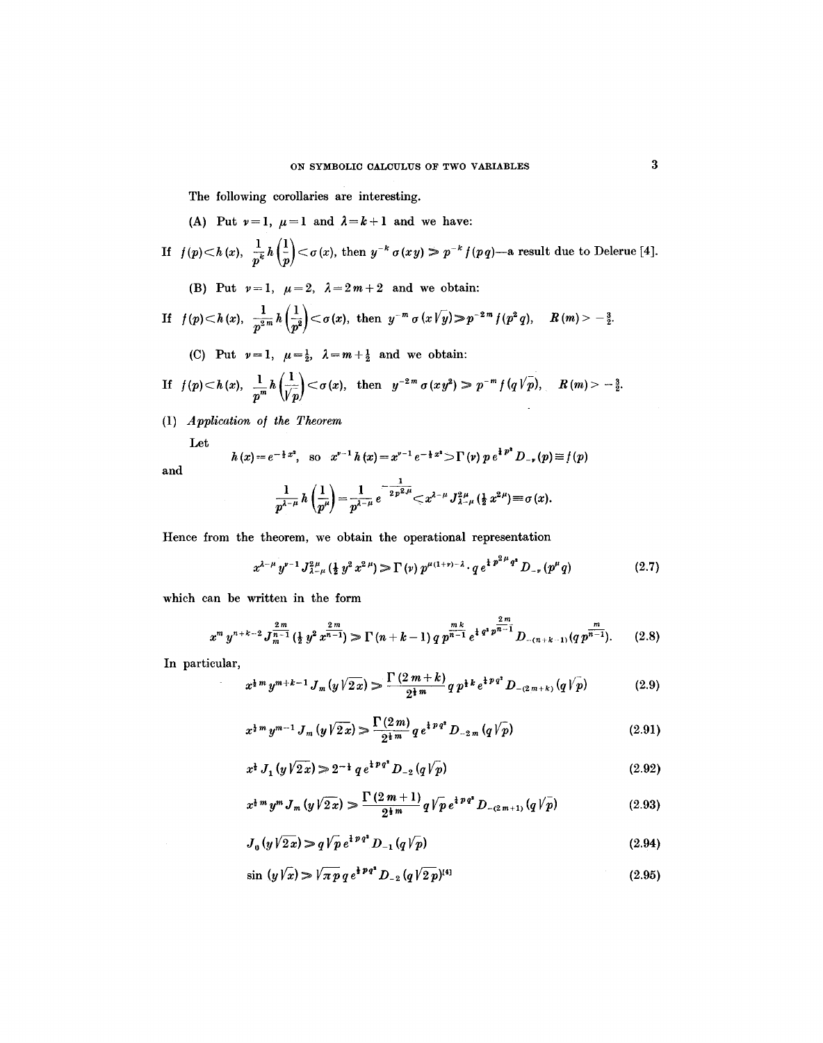The following corollaries are interesting.

(A) Put $\nu = 1$, $\mu = 1$ and $\lambda = k+1$ and we have:

If $f(p) \subset h(x)$, $\dfrac{1}{p^k} h\left(\dfrac{1}{p}\right) \subset \sigma(x)$, then $y^{-k} \sigma(xy) \gg p^{-k} f(pq)$—a result due to Delerue [4].

(B) Put $\nu = 1$, $\mu = 2$, $\lambda = 2m+2$ and we obtain:

If $f(p) \subset h(x)$, $\dfrac{1}{p^{2m}} h\left(\dfrac{1}{p^2}\right) \subset \sigma(x)$, then $y^{-m} \sigma(x\sqrt{y}) \gg p^{-2m} f(p^2 q)$, $\quad R(m) > -\frac{3}{2}$.

(C) Put $\nu = 1$, $\mu = \frac{1}{2}$, $\lambda = m + \frac{1}{2}$ and we obtain:

If $f(p) \subset h(x)$, $\dfrac{1}{p^m} h\left(\dfrac{1}{\sqrt{p}}\right) \subset \sigma(x)$, then $y^{-2m} \sigma(xy^2) \gg p^{-m} f(q\sqrt{p})$, $\quad R(m) > -\frac{3}{2}$.

(1) *Application of the Theorem*

Let

$$h(x) = e^{-\frac{1}{2}x^2}, \text{ so } x^{\nu-1} h(x) = x^{\nu-1} e^{-\frac{1}{2}x^2} \supset \Gamma(\nu)\, p\, e^{\frac{1}{4}p^2} D_{-\nu}(p) \equiv f(p)$$

and

$$\frac{1}{p^{\lambda-\mu}} h\left(\frac{1}{p^{\mu}}\right) = \frac{1}{p^{\lambda-\mu}} e^{-\frac{1}{2p^{2\mu}}} \subset x^{\lambda-\mu} J^{2\mu}_{\lambda-\mu}\left(\tfrac{1}{2}x^{2\mu}\right) \equiv \sigma(x).$$

Hence from the theorem, we obtain the operational representation

$$x^{\lambda-\mu} y^{\nu-1} J^{2\mu}_{\lambda-\mu}\left(\tfrac{1}{2}y^2 x^{2\mu}\right) \gg \Gamma(\nu)\, p^{\mu(1+\nu)-\lambda} \cdot q\, e^{\frac{1}{4}p^{2\mu}q^2} D_{-\nu}(p^{\mu} q) \tag{2.7}$$

which can be written in the form

$$x^m y^{n+k-2} J^{\frac{2m}{n-1}}_{m}\left(\tfrac{1}{2}y^2 x^{\frac{2m}{n-1}}\right) \gg \Gamma(n+k-1)\, q\, p^{\frac{mk}{n-1}} e^{\frac{1}{4}q^2 p^{\frac{2m}{n-1}}} D_{-(n+k-1)}\left(q\, p^{\frac{m}{n-1}}\right). \tag{2.8}$$

In particular,

$$x^{\frac{1}{2}m} y^{m+k-1} J_m(y\sqrt{2x}) \gg \frac{\Gamma(2m+k)}{2^{\frac{1}{2}m}}\, q\, p^{\frac{1}{2}k} e^{\frac{1}{4}pq^2} D_{-(2m+k)}(q\sqrt{p}) \tag{2.9}$$

$$x^{\frac{1}{2}m} y^{m-1} J_m(y\sqrt{2x}) \gg \frac{\Gamma(2m)}{2^{\frac{1}{2}m}}\, q\, e^{\frac{1}{4}pq^2} D_{-2m}(q\sqrt{p}) \tag{2.91}$$

$$x^{\frac{1}{2}} J_1(y\sqrt{2x}) \gg 2^{-\frac{1}{2}}\, q\, e^{\frac{1}{4}pq^2} D_{-2}(q\sqrt{p}) \tag{2.92}$$

$$x^{\frac{1}{2}m} y^m J_m(y\sqrt{2x}) \gg \frac{\Gamma(2m+1)}{2^{\frac{1}{2}m}}\, q\sqrt{p}\, e^{\frac{1}{4}pq^2} D_{-(2m+1)}(q\sqrt{p}) \tag{2.93}$$

$$J_0(y\sqrt{2x}) \gg q\sqrt{p}\, e^{\frac{1}{4}pq^2} D_{-1}(q\sqrt{p}) \tag{2.94}$$

$$\sin(y\sqrt{x}) \gg \sqrt{\pi p}\, q\, e^{\frac{1}{8}pq^2} D_{-2}(q\sqrt{2p})^{[4]} \tag{2.95}$$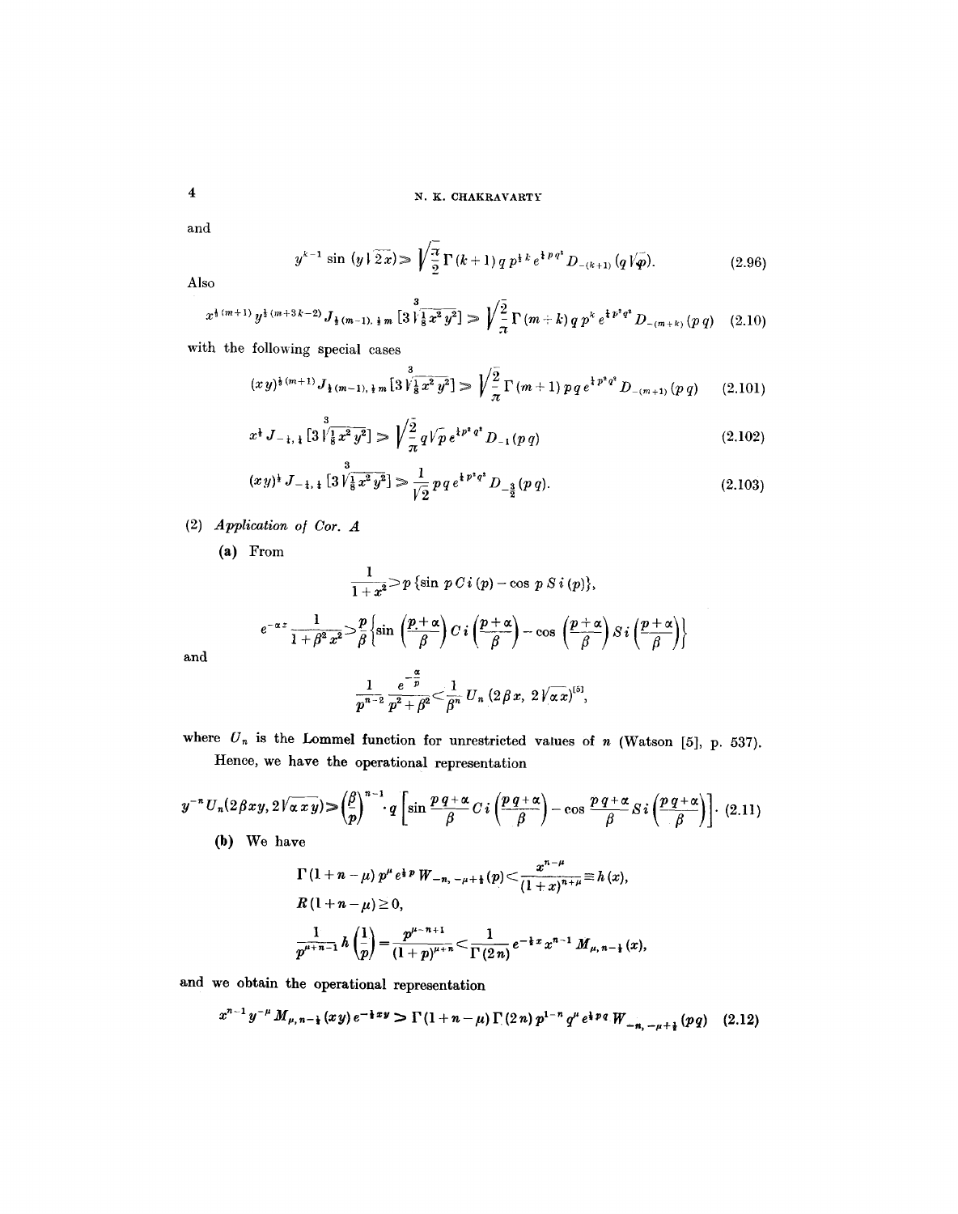and

$$y^{k-1} \sin (y\sqrt{2x}) \gg \sqrt{\frac{\pi}{2}}\, \Gamma(k+1)\, q\, p^{\frac{1}{2}k}\, e^{\frac{1}{4}pq^2} D_{-(k+1)}(q\sqrt{p}). \tag{2.96}$$

Also

$$x^{\frac{1}{2}(m+1)}\, y^{\frac{1}{3}(m+3k-2)} J_{\frac{1}{3}(m-1),\,\frac{1}{3}m}\left[3\sqrt[3]{\tfrac{1}{8}x^2y^2}\right] \gg \sqrt{\frac{2}{\pi}}\, \Gamma(m+k)\, q\, p^k\, e^{\frac{1}{4}p^2q^2} D_{-(m+k)}(p\,q) \tag{2.10}$$

with the following special cases

$$(xy)^{\frac{1}{2}(m+1)} J_{\frac{1}{3}(m-1),\,\frac{1}{3}m}\left[3\sqrt[3]{\tfrac{1}{8}x^2y^2}\right] \gg \sqrt{\frac{2}{\pi}}\, \Gamma(m+1)\, p\, q\, e^{\frac{1}{4}p^2q^2} D_{-(m+1)}(p\,q) \tag{2.101}$$

$$x^{\frac{1}{2}} J_{-\frac{1}{3},\,\frac{1}{3}}\left[3\sqrt[3]{\tfrac{1}{8}x^2y^2}\right] \gg \sqrt{\frac{2}{\pi}}\, q\sqrt{p}\, e^{\frac{1}{4}p^2q^2} D_{-1}(p\,q) \tag{2.102}$$

$$(xy)^{\frac{1}{2}} J_{-\frac{1}{3},\,\frac{1}{3}}\left[3\sqrt[3]{\tfrac{1}{8}x^2y^2}\right] \gg \frac{1}{\sqrt{2}}\, p\, q\, e^{\frac{1}{4}p^2q^2} D_{-\frac{3}{2}}(p\,q). \tag{2.103}$$

(2) *Application of Cor. A*

**(a)** From

$$\frac{1}{1+x^2} > p\,\{\sin p\, Ci\,(p) - \cos p\, Si\,(p)\},$$

$$e^{-\alpha x}\frac{1}{1+\beta^2 x^2} > \frac{p}{\beta}\left\{\sin\left(\frac{p+\alpha}{\beta}\right) Ci\left(\frac{p+\alpha}{\beta}\right) - \cos\left(\frac{p+\alpha}{\beta}\right) Si\left(\frac{p+\alpha}{\beta}\right)\right\}$$

and

$$\frac{1}{p^{n-2}}\,\frac{e^{-\frac{\alpha}{p}}}{p^2+\beta^2} < \frac{1}{\beta^n}\, U_n\,(2\beta x,\ 2\sqrt{\alpha x})^{[5]},$$

where $U_n$ is the Lommel function for unrestricted values of $n$ (Watson [5], p. 537).

Hence, we have the operational representation

$$y^{-n} U_n(2\beta x y, 2\sqrt{\alpha x y}) > \left(\frac{\beta}{p}\right)^{n-1} \cdot q\left[\sin\frac{pq+\alpha}{\beta}\, Ci\left(\frac{pq+\alpha}{\beta}\right) - \cos\frac{pq+\alpha}{\beta}\, Si\left(\frac{pq+\alpha}{\beta}\right)\right]. \tag{2.11}$$

**(b)** We have

$$\Gamma(1+n-\mu)\, p^\mu\, e^{\frac{1}{2}p}\, W_{-n,\,-\mu+\frac{1}{2}}(p) < \frac{x^{n-\mu}}{(1+x)^{n+\mu}} \equiv h(x),$$

$$R(1+n-\mu) \geq 0,$$

$$\frac{1}{p^{\mu+n-1}}\, h\left(\frac{1}{p}\right) = \frac{p^{\mu-n+1}}{(1+p)^{\mu+n}} < \frac{1}{\Gamma(2n)}\, e^{-\frac{1}{2}x}\, x^{n-1} M_{\mu,\,n-\frac{1}{2}}(x),$$

and we obtain the operational representation

$$x^{n-1} y^{-\mu} M_{\mu,\,n-\frac{1}{2}}(xy)\, e^{-\frac{1}{2}xy} > \Gamma(1+n-\mu)\, \Gamma(2n)\, p^{1-n}\, q^\mu\, e^{\frac{1}{2}pq}\, W_{-n,\,-\mu+\frac{1}{2}}(pq) \tag{2.12}$$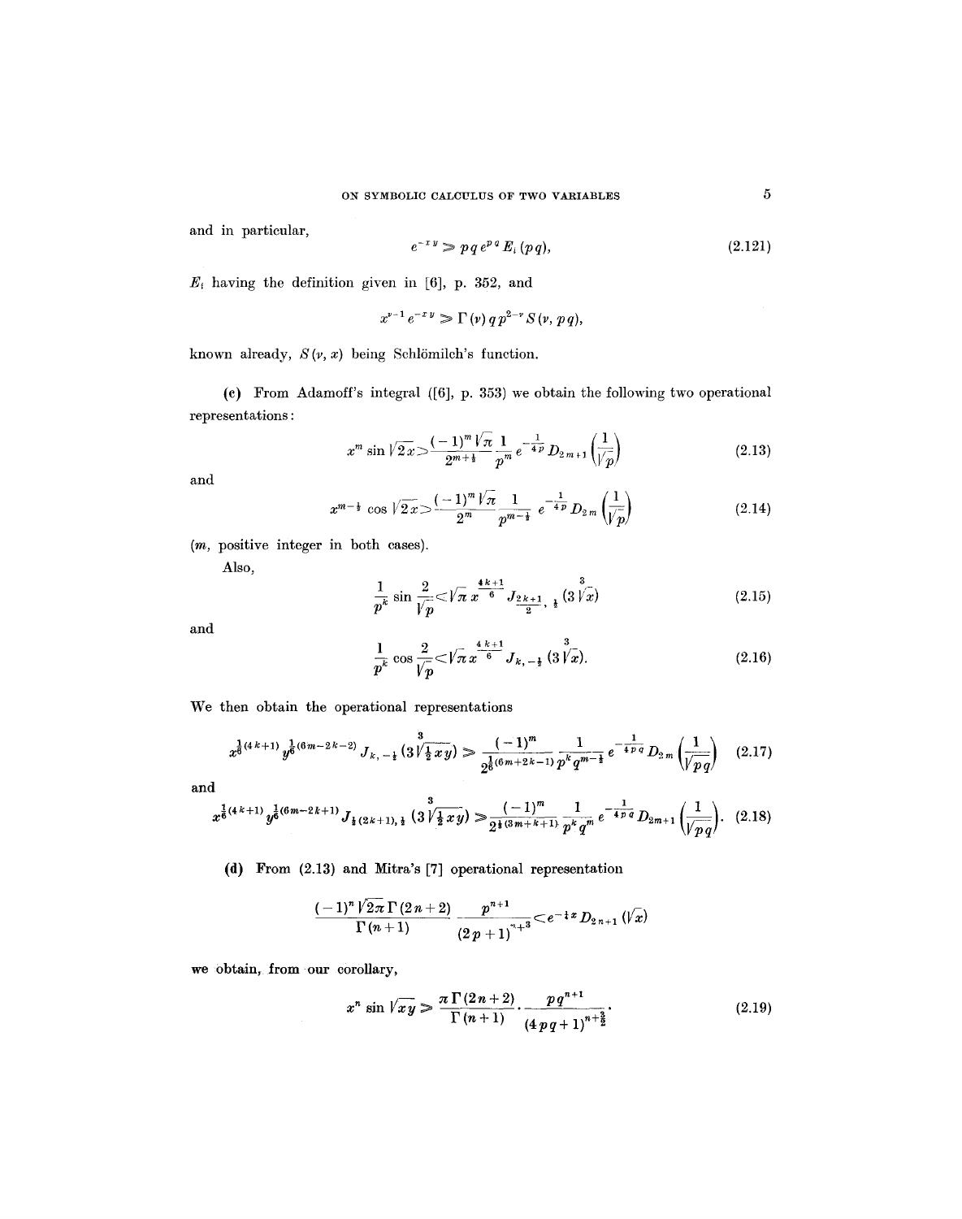and in particular,

$$e^{-xy} \gg pq\, e^{pq}\, E_i(pq), \tag{2.121}$$

$E_i$ having the definition given in [6], p. 352, and

$$x^{\nu-1} e^{-xy} \gg \Gamma(\nu)\, q\, p^{2-\nu} S(\nu, pq),$$

known already, $S(\nu, x)$ being Schlömilch's function.

**(c)** From Adamoff's integral ([6], p. 353) we obtain the following two operational representations:

$$x^m \sin \sqrt{2x} > \frac{(-1)^m \sqrt{\pi}}{2^{m+\frac{1}{2}}} \frac{1}{p^m} e^{-\frac{1}{4p}} D_{2m+1}\left(\frac{1}{\sqrt{p}}\right) \tag{2.13}$$

and

$$x^{m-\frac{1}{2}} \cos \sqrt{2x} > \frac{(-1)^m \sqrt{\pi}}{2^m} \frac{1}{p^{m-\frac{1}{2}}} e^{-\frac{1}{4p}} D_{2m}\left(\frac{1}{\sqrt{p}}\right) \tag{2.14}$$

($m$, positive integer in both cases).

Also,

$$\frac{1}{p^k} \sin \frac{2}{\sqrt{p}} < \sqrt{\pi}\, x^{\frac{4k+1}{6}} J_{\frac{2k+1}{2}, \frac{1}{2}}(3 \sqrt[3]{x}) \tag{2.15}$$

and

$$\frac{1}{p^k} \cos \frac{2}{\sqrt{p}} < \sqrt{\pi}\, x^{\frac{4k+1}{6}} J_{k, -\frac{1}{2}}(3 \sqrt[3]{x}). \tag{2.16}$$

We then obtain the operational representations

$$x^{\frac{1}{6}(4k+1)} y^{\frac{1}{6}(6m-2k-2)} J_{k,-\frac{1}{2}}(3 \sqrt[3]{\tfrac{1}{2} xy}) \gg \frac{(-1)^m}{2^{\frac{1}{6}(6m+2k-1)}} \frac{1}{p^k q^{m-\frac{1}{2}}} e^{-\frac{1}{4pq}} D_{2m}\left(\frac{1}{\sqrt{pq}}\right) \tag{2.17}$$

and

$$x^{\frac{1}{6}(4k+1)} y^{\frac{1}{6}(6m-2k+1)} J_{\frac{1}{2}(2k+1), \frac{1}{2}}(3 \sqrt[3]{\tfrac{1}{2} xy}) \gg \frac{(-1)^m}{2^{\frac{1}{6}(3m+k+1)}} \frac{1}{p^k q^m} e^{-\frac{1}{4pq}} D_{2m+1}\left(\frac{1}{\sqrt{pq}}\right). \tag{2.18}$$

**(d)** From (2.13) and Mitra's [7] operational representation

$$\frac{(-1)^n \sqrt{2\pi}\, \Gamma(2n+2)}{\Gamma(n+1)} \frac{p^{n+1}}{(2p+1)^{n+3}} < e^{-\frac{1}{4}x} D_{2n+1}(\sqrt{x})$$

we obtain, from our corollary,

$$x^n \sin \sqrt{xy} \gg \frac{\pi\, \Gamma(2n+2)}{\Gamma(n+1)} \cdot \frac{p q^{n+1}}{(4pq+1)^{n+\frac{3}{2}}}. \tag{2.19}$$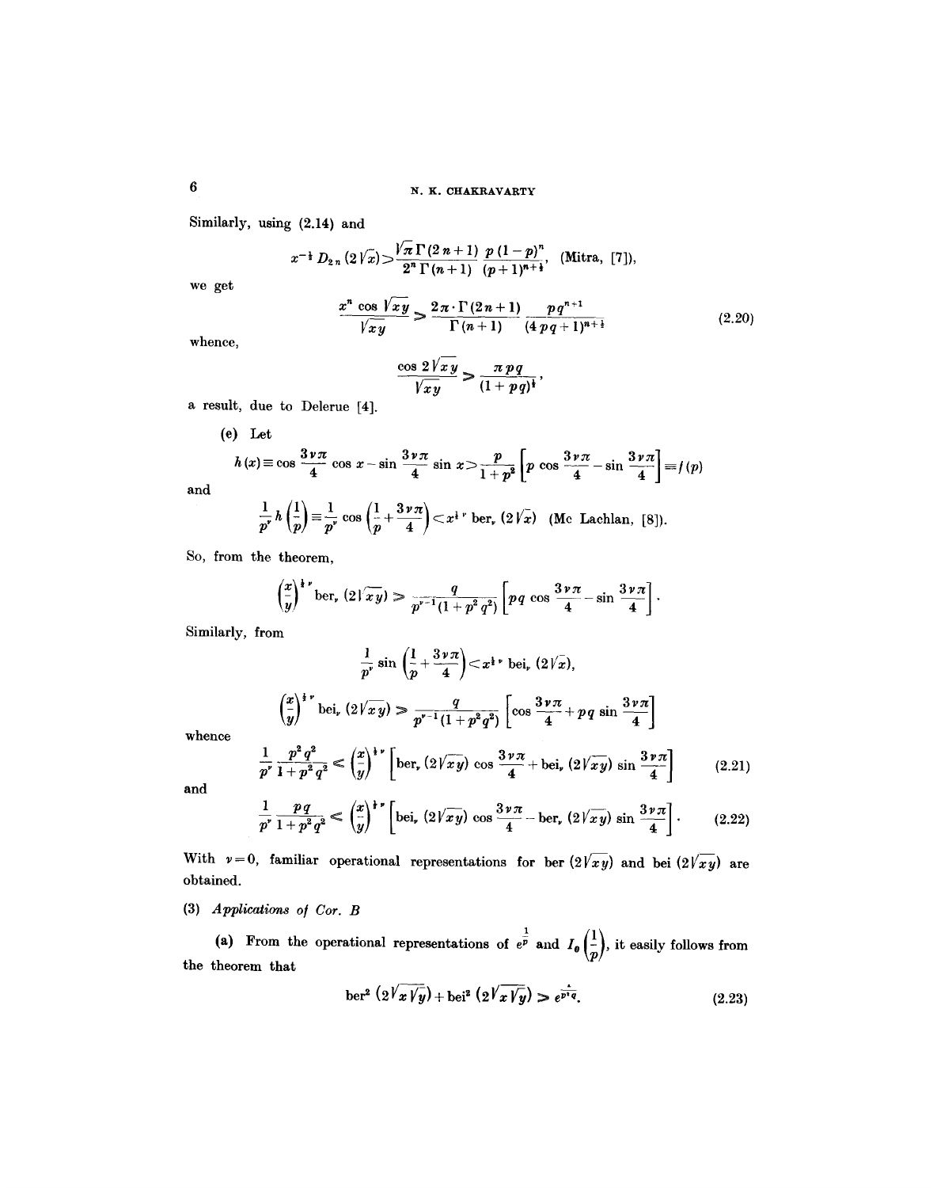Similarly, using (2.14) and

$$x^{-\frac{1}{2}} D_{2n}(2\sqrt{x}) > \frac{\sqrt{\pi}\,\Gamma(2n+1)}{2^n\,\Gamma(n+1)} \frac{p(1-p)^n}{(p+1)^{n+\frac{1}{2}}}, \quad \text{(Mitra, [7])},$$

we get

$$\frac{x^n \cos\sqrt{xy}}{\sqrt{xy}} > \frac{2\pi \cdot \Gamma(2n+1)}{\Gamma(n+1)} \frac{pq^{n+1}}{(4pq+1)^{n+\frac{1}{2}}} \tag{2.20}$$

whence,

$$\frac{\cos 2\sqrt{xy}}{\sqrt{xy}} > \frac{\pi pq}{(1+pq)^{\frac{1}{2}}},$$

a result, due to Delerue [4].

(e) Let

$$h(x) \equiv \cos\frac{3\nu\pi}{4}\cos x - \sin\frac{3\nu\pi}{4}\sin x > \frac{p}{1+p^2}\left[p\cos\frac{3\nu\pi}{4} - \sin\frac{3\nu\pi}{4}\right] \equiv f(p)$$

and

$$\frac{1}{p^\nu} h\left(\frac{1}{p}\right) \equiv \frac{1}{p^\nu}\cos\left(\frac{1}{p}+\frac{3\nu\pi}{4}\right) < x^{\frac{1}{2}\nu}\,\mathrm{ber}_\nu(2\sqrt{x}) \quad \text{(Mc Lachlan, [8])}.$$

So, from the theorem,

$$\left(\frac{x}{y}\right)^{\frac{1}{2}\nu} \mathrm{ber}_\nu(2\sqrt{xy}) > \frac{q}{p^{\nu-1}(1+p^2q^2)}\left[pq\cos\frac{3\nu\pi}{4} - \sin\frac{3\nu\pi}{4}\right].$$

Similarly, from

$$\frac{1}{p^\nu}\sin\left(\frac{1}{p}+\frac{3\nu\pi}{4}\right) < x^{\frac{1}{2}\nu}\,\mathrm{bei}_\nu(2\sqrt{x}),$$

$$\left(\frac{x}{y}\right)^{\frac{1}{2}\nu} \mathrm{bei}_\nu(2\sqrt{xy}) > \frac{q}{p^{\nu-1}(1+p^2q^2)}\left[\cos\frac{3\nu\pi}{4} + pq\sin\frac{3\nu\pi}{4}\right]$$

whence

$$\frac{1}{p^\nu}\frac{p^2q^2}{1+p^2q^2} < \left(\frac{x}{y}\right)^{\frac{1}{2}\nu}\left[\mathrm{ber}_\nu(2\sqrt{xy})\cos\frac{3\nu\pi}{4} + \mathrm{bei}_\nu(2\sqrt{xy})\sin\frac{3\nu\pi}{4}\right] \tag{2.21}$$

and

$$\frac{1}{p^\nu}\frac{pq}{1+p^2q^2} < \left(\frac{x}{y}\right)^{\frac{1}{2}\nu}\left[\mathrm{bei}_\nu(2\sqrt{xy})\cos\frac{3\nu\pi}{4} - \mathrm{ber}_\nu(2\sqrt{xy})\sin\frac{3\nu\pi}{4}\right]. \tag{2.22}$$

With $\nu = 0$, familiar operational representations for $\mathrm{ber}(2\sqrt{xy})$ and $\mathrm{bei}(2\sqrt{xy})$ are obtained.

(3) *Applications of Cor. B*

(a) From the operational representations of $e^{\frac{1}{p}}$ and $I_0\left(\frac{1}{p}\right)$, it easily follows from the theorem that

$$\mathrm{ber}^2(2\sqrt{x}\sqrt{y}) + \mathrm{bei}^2(2\sqrt{x}\sqrt{y}) > e^{\frac{4}{p^2 q}}. \tag{2.23}$$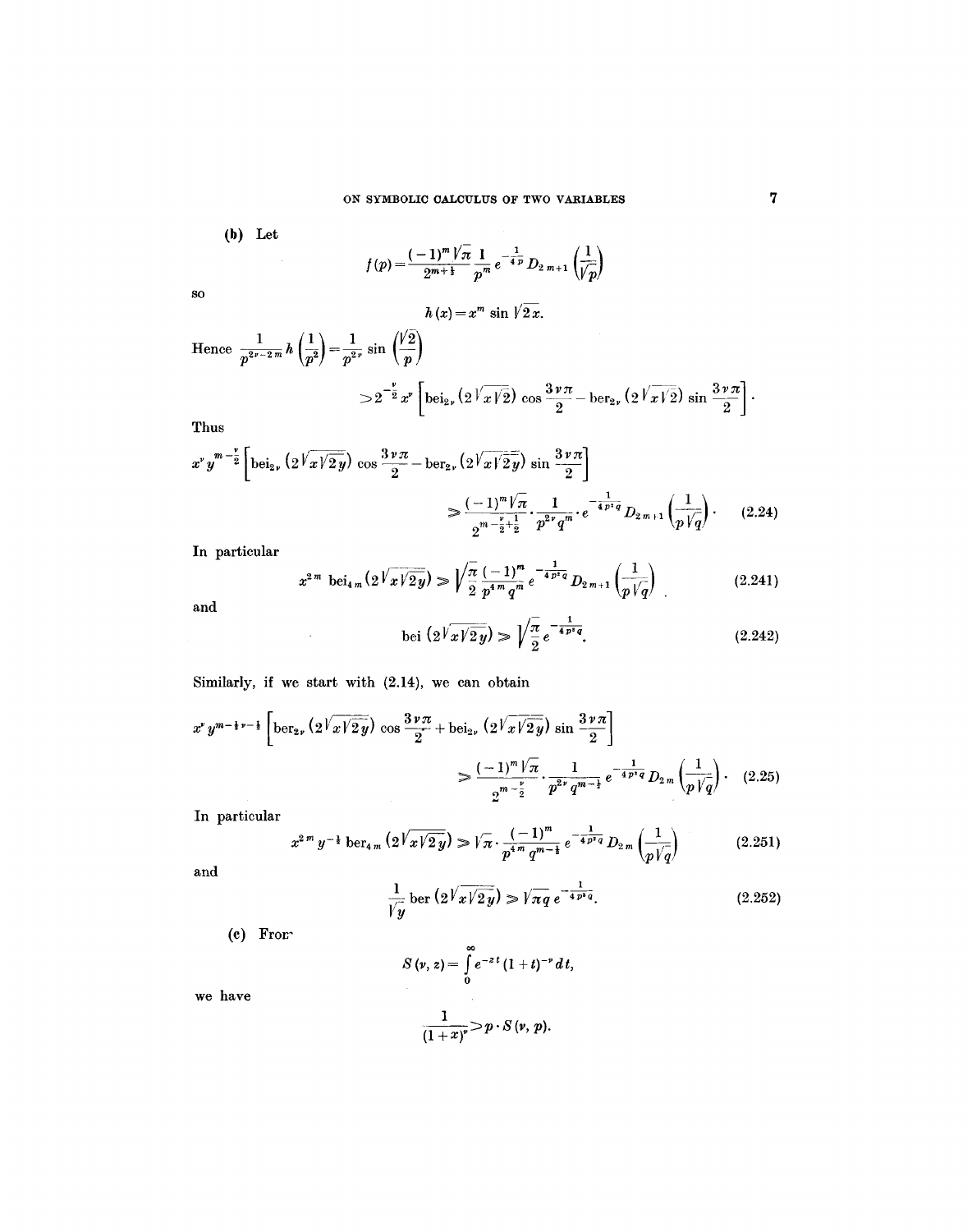(b) Let

$$f(p) = \frac{(-1)^m \sqrt{\pi}}{2^{m+\frac{1}{2}}} \frac{1}{p^m} e^{-\frac{1}{4p}} D_{2m+1}\left(\frac{1}{\sqrt{p}}\right)$$

so

$$h(x) = x^m \sin \sqrt{2x}.$$

Hence $\dfrac{1}{p^{2\nu-2m}} h\left(\dfrac{1}{p^2}\right) = \dfrac{1}{p^{2\nu}} \sin\left(\dfrac{\sqrt{2}}{p}\right)$

$$> 2^{-\frac{\nu}{2}} x^\nu \left[\operatorname{bei}_{2\nu}(2\sqrt{x\sqrt{2}}) \cos\frac{3\nu\pi}{2} - \operatorname{ber}_{2\nu}(2\sqrt{x\sqrt{2}}) \sin\frac{3\nu\pi}{2}\right].$$

Thus

$$x^\nu y^{m-\frac{\nu}{2}} \left[\operatorname{bei}_{2\nu}(2\sqrt{x\sqrt{2y}}) \cos\frac{3\nu\pi}{2} - \operatorname{ber}_{2\nu}(2\sqrt{x\sqrt{2y}}) \sin\frac{3\nu\pi}{2}\right]$$
$$> \frac{(-1)^m \sqrt{\pi}}{2^{m-\frac{\nu}{2}+\frac{1}{2}}} \cdot \frac{1}{p^{2\nu} q^m} \cdot e^{-\frac{1}{4p^2q}} D_{2m+1}\left(\frac{1}{p\sqrt{q}}\right). \tag{2.24}$$

In particular

$$x^{2m} \operatorname{bei}_{4m}(2\sqrt{x\sqrt{2y}}) > \sqrt{\frac{\pi}{2}} \frac{(-1)^m}{p^{4m} q^m} e^{-\frac{1}{4p^2q}} D_{2m+1}\left(\frac{1}{p\sqrt{q}}\right) \tag{2.241}$$

and

$$\operatorname{bei}(2\sqrt{x\sqrt{2y}}) > \sqrt{\frac{\pi}{2}} e^{-\frac{1}{4p^2q}}. \tag{2.242}$$

Similarly, if we start with (2.14), we can obtain

$$x^\nu y^{m-\frac{1}{2}\nu-\frac{1}{2}} \left[\operatorname{ber}_{2\nu}(2\sqrt{x\sqrt{2y}}) \cos\frac{3\nu\pi}{2} + \operatorname{bei}_{2\nu}(2\sqrt{x\sqrt{2y}}) \sin\frac{3\nu\pi}{2}\right]$$
$$> \frac{(-1)^m \sqrt{\pi}}{2^{m-\frac{\nu}{2}}} \cdot \frac{1}{p^{2\nu} q^{m-\frac{1}{2}}} e^{-\frac{1}{4p^2q}} D_{2m}\left(\frac{1}{p\sqrt{q}}\right). \tag{2.25}$$

In particular

$$x^{2m} y^{-\frac{1}{2}} \operatorname{ber}_{4m}(2\sqrt{x\sqrt{2y}}) > \sqrt{\pi} \cdot \frac{(-1)^m}{p^{4m} q^{m-\frac{1}{2}}} e^{-\frac{1}{4p^2q}} D_{2m}\left(\frac{1}{p\sqrt{q}}\right) \tag{2.251}$$

and

$$\frac{1}{\sqrt{y}} \operatorname{ber}(2\sqrt{x\sqrt{2y}}) > \sqrt{\pi q}\, e^{-\frac{1}{4p^2q}}. \tag{2.252}$$

(c) From

$$S(\nu, z) = \int_0^\infty e^{-zt}(1+t)^{-\nu} dt,$$

we have

$$\frac{1}{(1+x)^\nu} > p \cdot S(\nu, p).$$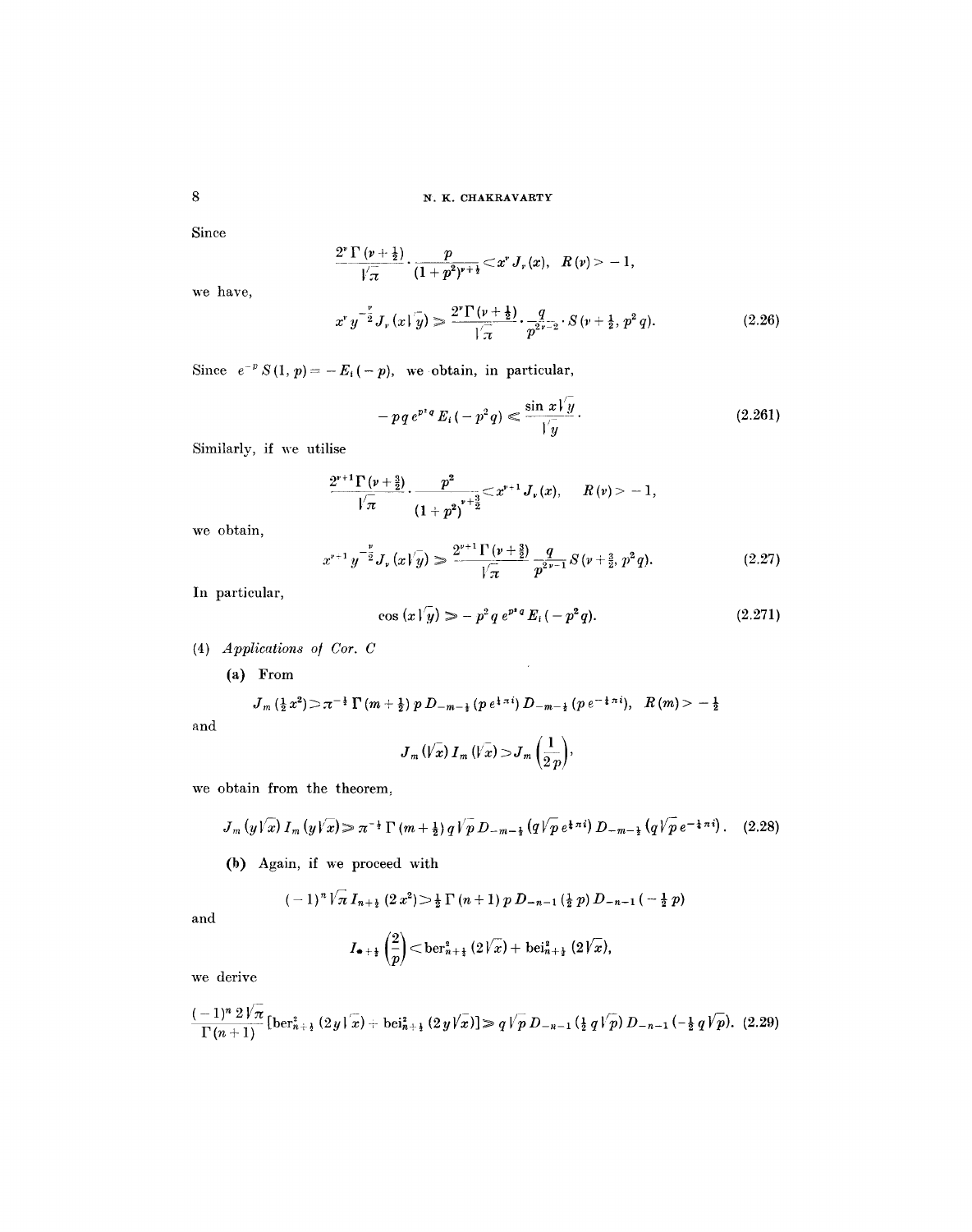Since

$$\frac{2^{\nu}\Gamma(\nu+\frac{1}{2})}{\sqrt{\pi}}\cdot\frac{p}{(1+p^2)^{\nu+\frac{1}{2}}}<x^{\nu}J_{\nu}(x), \quad R(\nu)>-1,$$

we have,

$$x^{\nu}y^{-\frac{\nu}{2}}J_{\nu}(x\sqrt{y}) \geqslant \frac{2^{\nu}\Gamma(\nu+\frac{1}{2})}{\sqrt{\pi}}\cdot\frac{q}{p^{2\nu-2}}\cdot S(\nu+\tfrac{1}{2}, p^2 q). \tag{2.26}$$

Since $e^{-p}S(1,p)=-E_i(-p)$, we obtain, in particular,

$$-pq\,e^{p^2 q}E_i(-p^2 q) \leqslant \frac{\sin x\sqrt{y}}{\sqrt{y}}. \tag{2.261}$$

Similarly, if we utilise

$$\frac{2^{\nu+1}\Gamma(\nu+\frac{3}{2})}{\sqrt{\pi}}\cdot\frac{p^2}{(1+p^2)^{\nu+\frac{3}{2}}}<x^{\nu+1}J_{\nu}(x), \quad R(\nu)>-1,$$

we obtain,

$$x^{\nu+1}y^{-\frac{\nu}{2}}J_{\nu}(x\sqrt{y}) \geqslant \frac{2^{\nu+1}\Gamma(\nu+\frac{3}{2})}{\sqrt{\pi}}\,\frac{q}{p^{2\nu-1}}S(\nu+\tfrac{3}{2}, p^2 q). \tag{2.27}$$

In particular,

$$\cos(x\sqrt{y}) \geqslant -p^2 q\,e^{p^2 q}E_i(-p^2 q). \tag{2.271}$$

(4) *Applications of Cor. C*

**(a)** From

$$J_m(\tfrac{1}{2}x^2) > \pi^{-\frac{1}{2}}\Gamma(m+\tfrac{1}{2})\,p\,D_{-m-\frac{1}{2}}(p\,e^{\frac{1}{4}\pi i})\,D_{-m-\frac{1}{2}}(p\,e^{-\frac{1}{4}\pi i}), \quad R(m)>-\tfrac{1}{2}$$

and

$$J_m(\sqrt{x})\,I_m(\sqrt{x}) > J_m\left(\frac{1}{2p}\right),$$

we obtain from the theorem,

$$J_m(y\sqrt{x})\,I_m(y\sqrt{x}) \geqslant \pi^{-\frac{1}{2}}\Gamma(m+\tfrac{1}{2})\,q\sqrt{p}\,D_{-m-\frac{1}{2}}(q\sqrt{p}\,e^{\frac{1}{4}\pi i})\,D_{-m-\frac{1}{2}}(q\sqrt{p}\,e^{-\frac{1}{4}\pi i}). \tag{2.28}$$

**(b)** Again, if we proceed with

$$(-1)^n\sqrt{\pi}\,I_{n+\frac{1}{2}}(2x^2) > \tfrac{1}{2}\Gamma(n+1)\,p\,D_{-n-1}(\tfrac{1}{2}p)\,D_{-n-1}(-\tfrac{1}{2}p)$$

and

$$I_{n+\frac{1}{2}}\left(\frac{2}{p}\right) < \mathrm{ber}^2_{n+\frac{1}{2}}(2\sqrt{x}) + \mathrm{bei}^2_{n+\frac{1}{2}}(2\sqrt{x}),$$

we derive

$$\frac{(-1)^n 2\sqrt{\pi}}{\Gamma(n+1)}\left[\mathrm{ber}^2_{n+\frac{1}{2}}(2y\sqrt{x}) + \mathrm{bei}^2_{n+\frac{1}{2}}(2y\sqrt{x})\right] \geqslant q\sqrt{p}\,D_{-n-1}(\tfrac{1}{2}q\sqrt{p})\,D_{-n-1}(-\tfrac{1}{2}q\sqrt{p}). \tag{2.29}$$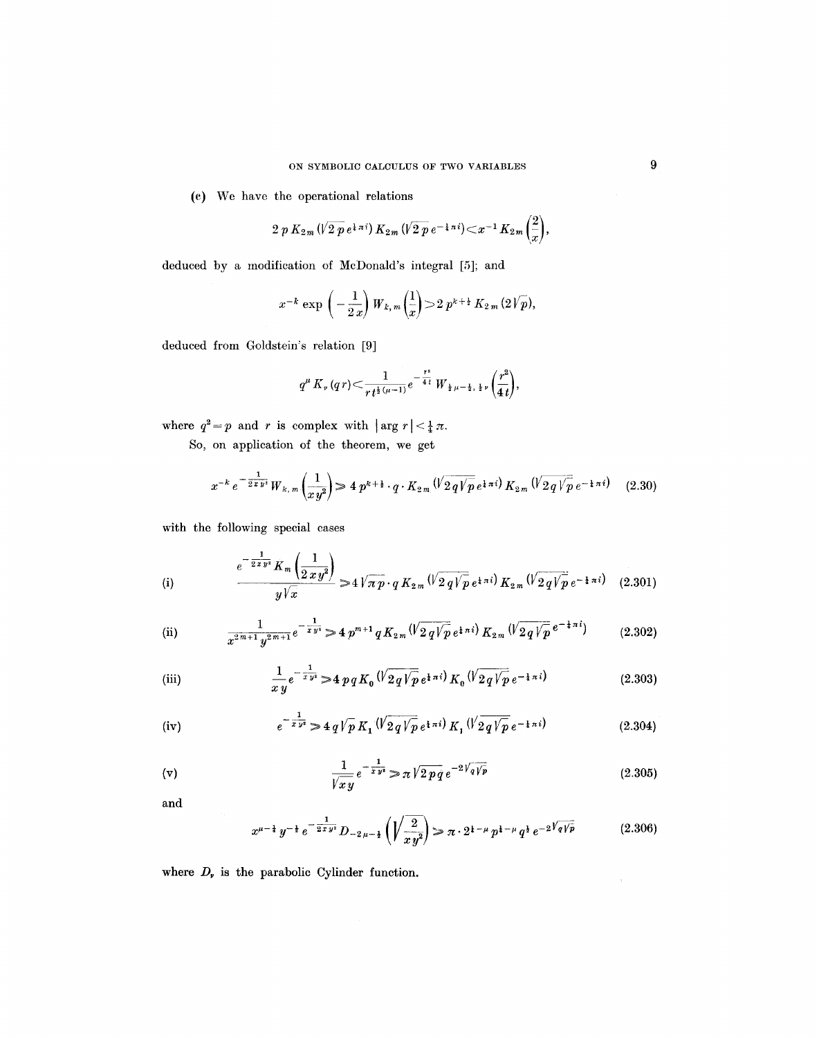(c) We have the operational relations

$$2\,p\,K_{2m}(\sqrt{2\,p}\,e^{\frac{1}{4}\pi i})\,K_{2m}(\sqrt{2\,p}\,e^{-\frac{1}{4}\pi i}) \subset x^{-1}\,K_{2m}\left(\frac{2}{x}\right),$$

deduced by a modification of McDonald's integral [5]; and

$$x^{-k}\exp\left(-\frac{1}{2x}\right)W_{k,m}\left(\frac{1}{x}\right) \supset 2\,p^{k+\frac{1}{2}}\,K_{2m}(2\sqrt{p}),$$

deduced from Goldstein's relation [9]

$$q^{\mu}\,K_{\nu}(q\,r) \subset \frac{1}{r\,t^{\frac{1}{2}(\mu-1)}}\,e^{-\frac{r^2}{4t}}\,W_{\frac{1}{2}\mu-\frac{1}{2},\,\frac{1}{2}\nu}\left(\frac{r^2}{4t}\right),$$

where $q^2 = p$ and $r$ is complex with $|\arg r| < \frac{1}{4}\pi$.

So, on application of the theorem, we get

$$x^{-k}\,e^{-\frac{1}{2xy^2}}\,W_{k,m}\left(\frac{1}{xy^2}\right) \supset 4\,p^{k+\frac{1}{2}}\cdot q\cdot K_{2m}(\sqrt{2\,q\sqrt{p}\,e^{\frac{1}{4}\pi i}})\,K_{2m}(\sqrt{2\,q\sqrt{p}\,e^{-\frac{1}{4}\pi i}}) \tag{2.30}$$

with the following special cases

(i) $$\frac{e^{-\frac{1}{2xy^2}}\,K_m\left(\frac{1}{2\,xy^2}\right)}{y\sqrt{x}} \supset 4\sqrt{\pi\,p}\cdot q\,K_{2m}(\sqrt{2\,q\sqrt{p}\,e^{\frac{1}{4}\pi i}})\,K_{2m}(\sqrt{2\,q\sqrt{p}\,e^{-\frac{1}{4}\pi i}}) \tag{2.301}$$

(ii) $$\frac{1}{x^{2m+1}\,y^{2m+1}}\,e^{-\frac{1}{xy^2}} \supset 4\,p^{m+1}\,q\,K_{2m}(\sqrt{2\,q\sqrt{p}\,e^{\frac{1}{4}\pi i}})\,K_{2m}(\sqrt{2\,q\sqrt{p}\,e^{-\frac{1}{4}\pi i}}) \tag{2.302}$$

(iii) $$\frac{1}{x\,y}\,e^{-\frac{1}{xy^2}} \supset 4\,p\,q\,K_0(\sqrt{2\,q\sqrt{p}\,e^{\frac{1}{4}\pi i}})\,K_0(\sqrt{2\,q\sqrt{p}\,e^{-\frac{1}{4}\pi i}}) \tag{2.303}$$

(iv) $$e^{-\frac{1}{xy^2}} \supset 4\,q\sqrt{p}\,K_1(\sqrt{2\,q\sqrt{p}\,e^{\frac{1}{4}\pi i}})\,K_1(\sqrt{2\,q\sqrt{p}\,e^{-\frac{1}{4}\pi i}}) \tag{2.304}$$

(v) $$\frac{1}{\sqrt{x\,y}}\,e^{-\frac{1}{xy^2}} \supset \pi\sqrt{2\,p}\,q\,e^{-2\sqrt{q\sqrt{p}}} \tag{2.305}$$

and

$$x^{\mu-\frac{1}{2}}\,y^{-\frac{1}{2}}\,e^{-\frac{1}{2xy^2}}\,D_{-2\mu-\frac{1}{2}}\left(\sqrt{\frac{2}{xy^2}}\right) \supset \pi\cdot 2^{\frac{1}{2}-\mu}\,p^{\frac{1}{2}-\mu}\,q^{\frac{1}{2}}\,e^{-2\sqrt{q\sqrt{p}}} \tag{2.306}$$

where $D_{\nu}$ is the parabolic Cylinder function.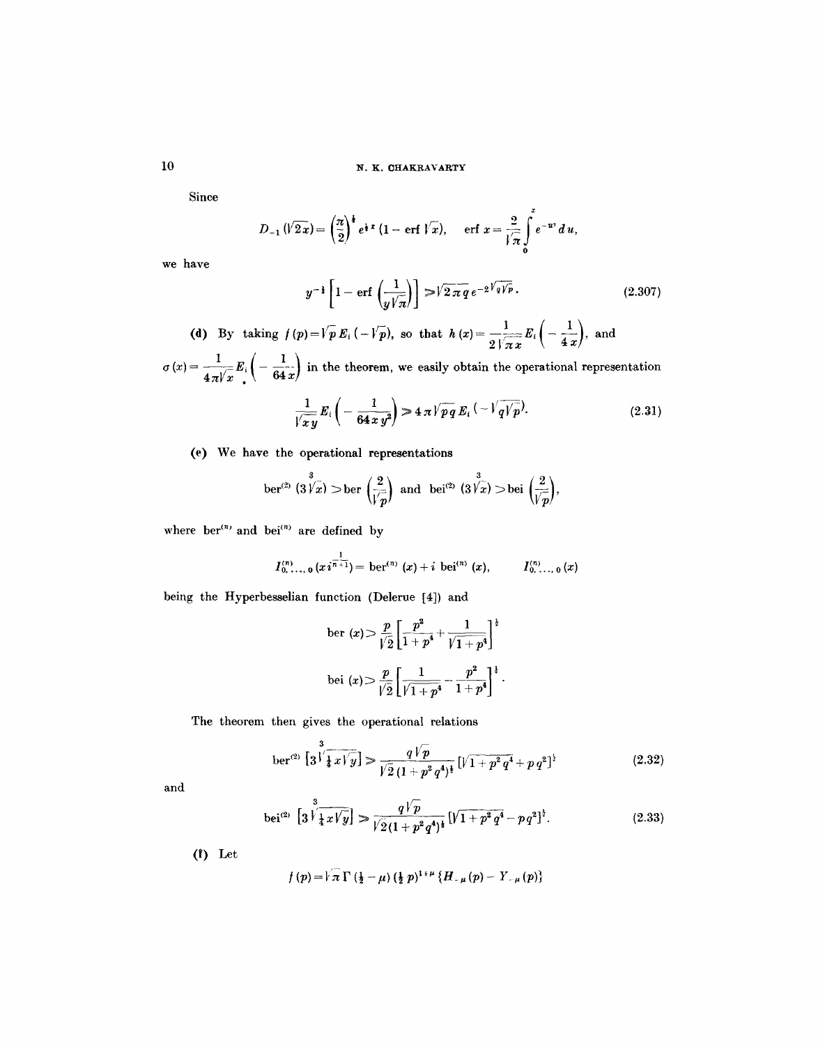Since

$$D_{-1}(\sqrt{2x}) = \left(\frac{\pi}{2}\right)^{\frac{1}{2}} e^{\frac{1}{2}x} (1 - \operatorname{erf} \sqrt{x}), \quad \operatorname{erf} x = \frac{2}{\sqrt{\pi}} \int_0^x e^{-u^2} du,$$

we have

$$y^{-\frac{1}{2}} \left[1 - \operatorname{erf}\left(\frac{1}{y\sqrt{\pi}}\right)\right] \gg \sqrt{2\pi q}\, e^{-2\sqrt{q\sqrt{p}}}. \tag{2.307}$$

**(d)** By taking $f(p) = \sqrt{p}\, E_i(-\sqrt{p})$, so that $h(x) = \frac{1}{2\sqrt{\pi x}} E_i\left(-\frac{1}{4x}\right)$, and $\sigma(x) = \frac{1}{4\pi\sqrt{x}} E_i\left(-\frac{1}{64x}\right)$ in the theorem, we easily obtain the operational representation

$$\frac{1}{\sqrt{xy}} E_i\left(-\frac{1}{64xy^2}\right) \gg 4\pi\sqrt{pq}\, E_i\left(-\sqrt{q\sqrt{p}}\right). \tag{2.31}$$

**(e)** We have the operational representations

$$\operatorname{ber}^{(2)}(3\sqrt[3]{x}) > \operatorname{ber}\left(\frac{2}{\sqrt{p}}\right) \quad \text{and} \quad \operatorname{bei}^{(2)}(3\sqrt[3]{x}) > \operatorname{bei}\left(\frac{2}{\sqrt{p}}\right),$$

where $\operatorname{ber}^{(n)}$ and $\operatorname{bei}^{(n)}$ are defined by

$$I^{(n)}_{0,\ldots,0}(x\, i^{\frac{1}{n+1}}) = \operatorname{ber}^{(n)}(x) + i \operatorname{bei}^{(n)}(x), \qquad I^{(n)}_{0,\ldots,0}(x)$$

being the Hyperbesselian function (Delerue [4]) and

$$\operatorname{ber}(x) > \frac{p}{\sqrt{2}} \left[\frac{p^2}{1+p^4} + \frac{1}{\sqrt{1+p^4}}\right]^{\frac{1}{2}}$$

$$\operatorname{bei}(x) > \frac{p}{\sqrt{2}} \left[\frac{1}{\sqrt{1+p^4}} - \frac{p^2}{1+p^4}\right]^{\frac{1}{2}}.$$

The theorem then gives the operational relations

$$\operatorname{ber}^{(2)}\left[3\sqrt[3]{\tfrac{1}{4}x\sqrt{y}}\right] \gg \frac{q\sqrt{p}}{\sqrt{2}(1+p^2q^4)^{\frac{1}{2}}} \left[\sqrt{1+p^2q^4} + pq^2\right]^{\frac{1}{2}} \tag{2.32}$$

and

$$\operatorname{bei}^{(2)}\left[3\sqrt[3]{\tfrac{1}{4}x\sqrt{y}}\right] \gg \frac{q\sqrt{p}}{\sqrt{2}(1+p^2q^4)^{\frac{1}{2}}} \left[\sqrt{1+p^2q^4} - pq^2\right]^{\frac{1}{2}}. \tag{2.33}$$

**(f)** Let

$$f(p) = \sqrt{\pi}\, \Gamma(\tfrac{1}{2} - \mu)(\tfrac{1}{2}p)^{1+\mu} \{H_{-\mu}(p) - Y_{-\mu}(p)\}$$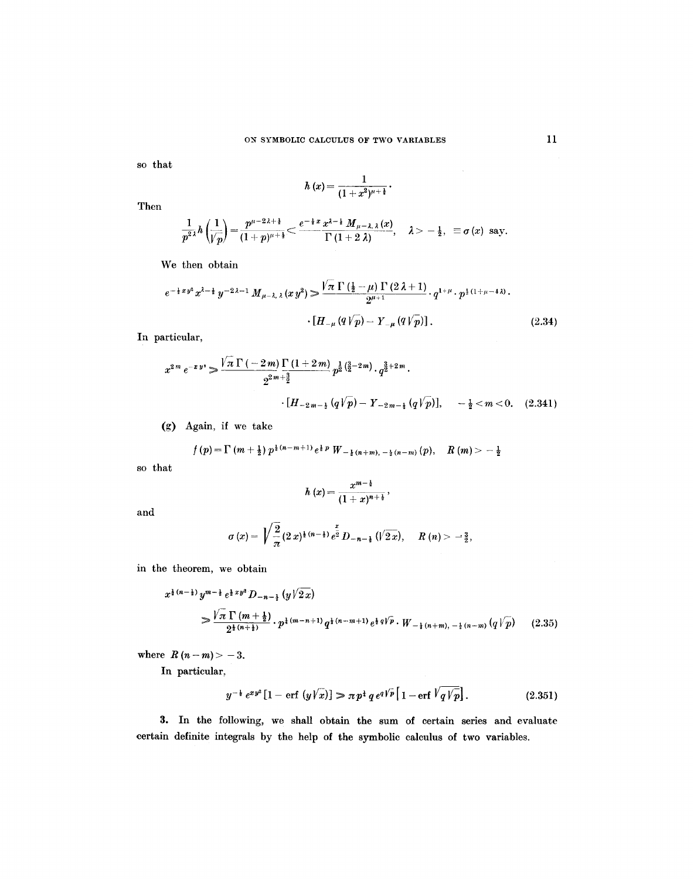so that

$$h(x) = \frac{1}{(1+x^2)^{\mu+\frac{1}{2}}}.$$

Then

$$\frac{1}{p^{2\lambda}} h\left(\frac{1}{\sqrt{p}}\right) = \frac{p^{\mu-2\lambda+\frac{1}{2}}}{(1+p)^{\mu+\frac{1}{2}}} < \frac{e^{-\frac{1}{2}x} x^{\lambda-\frac{1}{2}} M_{\mu-\lambda,\lambda}(x)}{\Gamma(1+2\lambda)}, \quad \lambda > -\tfrac{1}{2}, \ \equiv \sigma(x) \text{ say}.$$

We then obtain

$$e^{-\frac{1}{2}xy^2} x^{\lambda-\frac{1}{2}} y^{-2\lambda-1} M_{\mu-\lambda,\lambda}(xy^2) \gg \frac{\sqrt{\pi}\,\Gamma(\frac{1}{2}-\mu)\,\Gamma(2\lambda+1)}{2^{\mu+1}} \cdot q^{1+\mu} \cdot p^{\frac{1}{2}(1+\mu-4\lambda)} \cdot$$

$$\cdot \left[H_{-\mu}(q\sqrt{p}) - Y_{-\mu}(q\sqrt{p})\right]. \tag{2.34}$$

In particular,

$$x^{2m} e^{-xy^2} \gg \frac{\sqrt{\pi}\,\Gamma(-2m)\,\Gamma(1+2m)}{2^{2m+\frac{3}{2}}} p^{\frac{1}{2}(\frac{3}{2}-2m)} \cdot q^{\frac{3}{2}+2m} \cdot$$

$$\cdot \left[H_{-2m-\frac{1}{2}}(q\sqrt{p}) - Y_{-2m-\frac{1}{2}}(q\sqrt{p})\right], \quad -\tfrac{1}{2} < m < 0. \tag{2.341}$$

(g) Again, if we take

$$f(p) = \Gamma(m+\tfrac{1}{2})\, p^{\frac{1}{2}(n-m+1)} e^{\frac{1}{2}p}\, W_{-\frac{1}{2}(n+m),\,-\frac{1}{2}(n-m)}(p), \quad R(m) > -\tfrac{1}{2}$$

so that

$$h(x) = \frac{x^{m-\frac{1}{2}}}{(1+x)^{n+\frac{1}{2}}},$$

and

$$\sigma(x) = \sqrt{\frac{2}{\pi}}\,(2x)^{\frac{1}{2}(n-\frac{1}{2})} e^{\frac{x}{2}} D_{-n-\frac{1}{2}}(\sqrt{2x}), \quad R(n) > -\tfrac{3}{2},$$

in the theorem, we obtain

$$x^{\frac{1}{2}(n-\frac{1}{2})} y^{m-\frac{1}{2}} e^{\frac{1}{2}xy^2} D_{-n-\frac{1}{2}}(y\sqrt{2x})$$

$$\gg \frac{\sqrt{\pi}\,\Gamma(m+\frac{1}{2})}{2^{\frac{1}{2}(n+\frac{1}{2})}} \cdot p^{\frac{1}{2}(m-n+1)} q^{\frac{1}{2}(n-m+1)} e^{\frac{1}{2}q\sqrt{p}} \cdot W_{-\frac{1}{2}(n+m),\,-\frac{1}{2}(n-m)}(q\sqrt{p}) \tag{2.35}$$

where $R(n-m) > -3$.

In particular,

$$y^{-\frac{1}{2}} e^{xy^2}\left[1 - \operatorname{erf}(y\sqrt{x})\right] \gg \pi p^{\frac{1}{2}} q\, e^{q\sqrt{p}}\left[1 - \operatorname{erf}\sqrt{q\sqrt{p}}\right]. \tag{2.351}$$

**3.** In the following, we shall obtain the sum of certain series and evaluate certain definite integrals by the help of the symbolic calculus of two variables.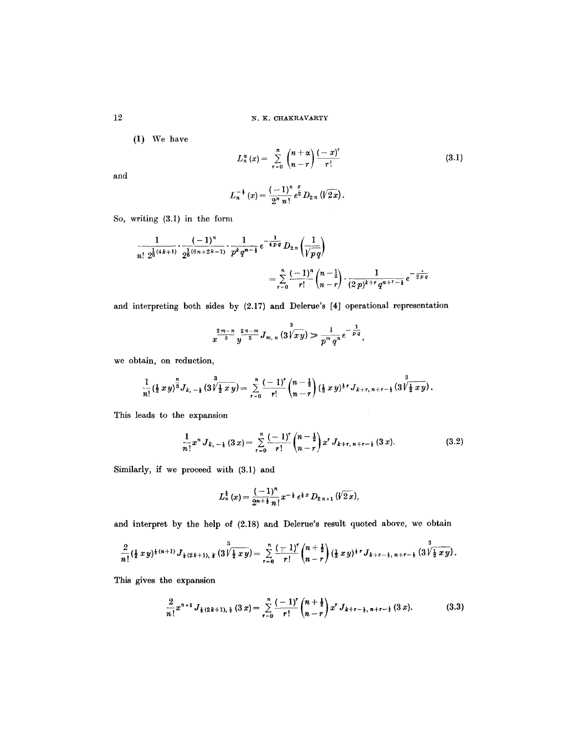(1) We have

$$L_n^{\alpha}(x) = \sum_{r=0}^{n} \binom{n+\alpha}{n-r} \frac{(-x)^r}{r!} \tag{3.1}$$

and

$$L_n^{-\frac{1}{2}}(x) = \frac{(-1)^n}{2^n\, n!} e^{\frac{x}{2}} D_{2n}(\sqrt{2x}).$$

So, writing (3.1) in the form

$$\frac{1}{n!\, 2^{\frac{1}{6}(4k+1)}} \cdot \frac{(-1)^n}{2^{\frac{1}{6}(6n+2k-1)}} \cdot \frac{1}{p^k q^{n-\frac{1}{2}}} e^{-\frac{1}{4pq}} D_{2n}\left(\frac{1}{\sqrt{pq}}\right)$$

$$= \sum_{r=0}^{n} \frac{(-1)^r}{r!} \binom{n-\frac{1}{2}}{n-r} \cdot \frac{1}{(2p)^{k+r} q^{n+r-\frac{1}{2}}} e^{-\frac{1}{2pq}}$$

and interpreting both sides by (2.17) and Delerue's [4] operational representation

$$x^{\frac{2m-n}{3}} y^{\frac{2n-m}{3}} J_{m,n}(3\sqrt[3]{xy}) \gg \frac{1}{p^m q^n} e^{-\frac{1}{pq}},$$

we obtain, on reduction,

$$\frac{1}{n!} (\tfrac{1}{2} xy)^{\frac{n}{3}} J_{k,-\frac{1}{2}}(3\sqrt[3]{\tfrac{1}{2} xy}) = \sum_{r=0}^{n} \frac{(-1)^r}{r!} \binom{n-\frac{1}{2}}{n-r} (\tfrac{1}{2} xy)^{\frac{1}{3} r} J_{k+r,\, n+r-\frac{1}{2}}(3\sqrt[3]{\tfrac{1}{2} xy}).$$

This leads to the expansion

$$\frac{1}{n!} x^n J_{k,-\frac{1}{2}}(3x) = \sum_{r=0}^{n} \frac{(-1)^r}{r!} \binom{n-\frac{1}{2}}{n-r} x^r J_{k+r,\, n+r-\frac{1}{2}}(3x). \tag{3.2}$$

Similarly, if we proceed with (3.1) and

$$L_n^{\frac{1}{2}}(x) = \frac{(-1)^n}{2^{n+\frac{1}{2}}\, n!} x^{-\frac{1}{2}} e^{\frac{1}{2}x} D_{2n+1}(\sqrt{2x}),$$

and interpret by the help of (2.18) and Delerue's result quoted above, we obtain

$$\frac{2}{n!} (\tfrac{1}{2} xy)^{\frac{1}{3}(n+1)} J_{\frac{1}{2}(2k+1),\, \frac{1}{2}}(3\sqrt[3]{\tfrac{1}{2} xy}) = \sum_{r=0}^{n} \frac{(-1)^r}{r!} \binom{n+\frac{1}{2}}{n-r} (\tfrac{1}{2} xy)^{\frac{1}{3} r} J_{k+r-\frac{1}{2},\, n+r-\frac{1}{2}}(3\sqrt[3]{\tfrac{1}{2} xy}).$$

This gives the expansion

$$\frac{2}{n!} x^{n+1} J_{\frac{1}{2}(2k+1),\, \frac{1}{2}}(3x) = \sum_{r=0}^{n} \frac{(-1)^r}{r!} \binom{n+\frac{1}{2}}{n-r} x^r J_{k+r-\frac{1}{2},\, n+r-\frac{1}{2}}(3x). \tag{3.3}$$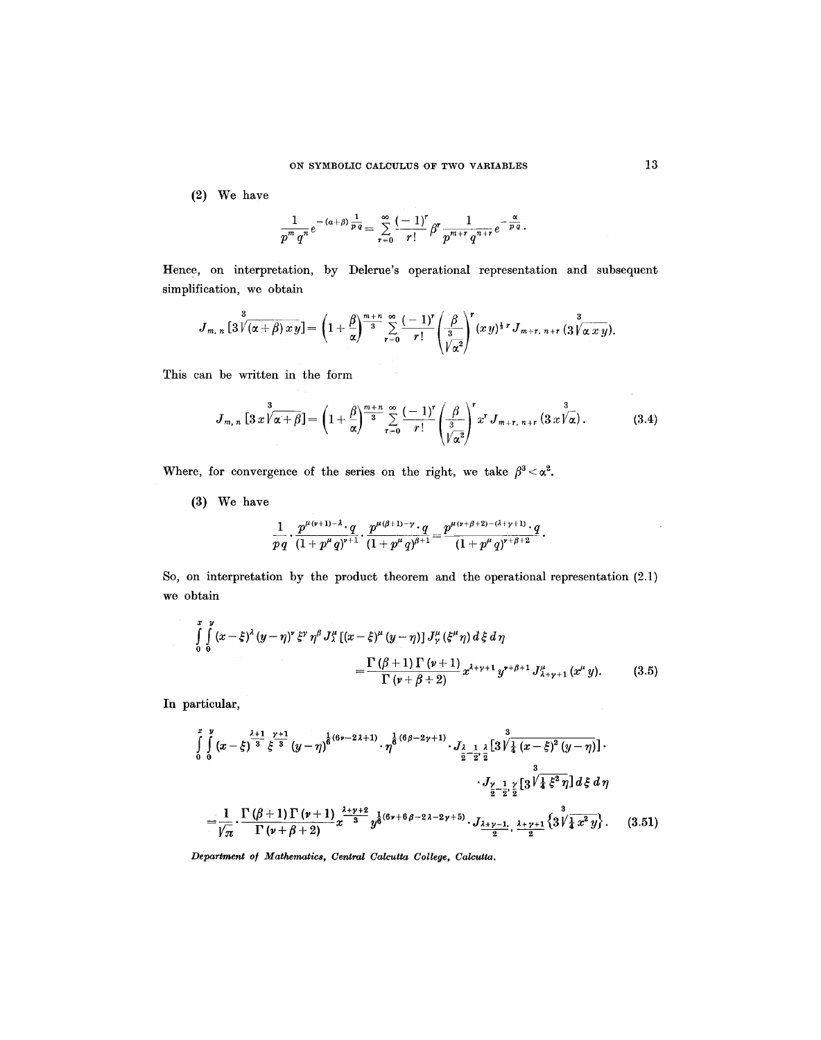(2) We have

$$\frac{1}{p^m q^n} e^{-(\alpha+\beta)\frac{1}{pq}} = \sum_{r=0}^{\infty} \frac{(-1)^r}{r!} \beta^r \frac{1}{p^{m+r} q^{n+r}} e^{-\frac{\alpha}{pq}}.$$

Hence, on interpretation, by Delerue's operational representation and subsequent simplification, we obtain

$$J_{m,n}[3\sqrt[3]{(\alpha+\beta)\,xy}] = \left(1+\frac{\beta}{\alpha}\right)^{\frac{m+n}{3}} \sum_{r=0}^{\infty} \frac{(-1)^r}{r!} \left(\frac{\beta}{\sqrt[3]{\alpha^2}}\right)^r (xy)^{\frac{1}{3}r} J_{m+r,\,n+r}(3\sqrt[3]{\alpha xy}).$$

This can be written in the form

$$J_{m,n}[3x\sqrt[3]{\alpha+\beta}] = \left(1+\frac{\beta}{\alpha}\right)^{\frac{m+n}{3}} \sum_{r=0}^{\infty} \frac{(-1)^r}{r!} \left(\frac{\beta}{\sqrt[3]{\alpha^2}}\right)^r x^r J_{m+r,\,n+r}(3x\sqrt[3]{\alpha}). \tag{3.4}$$

Where, for convergence of the series on the right, we take $\beta^3 < \alpha^2$.

(3) We have

$$\frac{1}{pq} \cdot \frac{p^{\mu(\nu+1)-\lambda} \cdot q}{(1+p^\mu q)^{\nu+1}} \cdot \frac{p^{\mu(\beta+1)-\gamma} \cdot q}{(1+p^\mu q)^{\beta+1}} = \frac{p^{\mu(\nu+\beta+2)-(\lambda+\gamma+1)} \cdot q}{(1+p^\mu q)^{\nu+\beta+2}}.$$

So, on interpretation by the product theorem and the operational representation (2.1) we obtain

$$\int_0^x \int_0^y (x-\xi)^\lambda (y-\eta)^\nu \xi^\gamma \eta^\beta J_\lambda^\mu[(x-\xi)^\mu (y-\eta)]\, J_\gamma^\mu(\xi^\mu \eta)\, d\xi\, d\eta$$
$$= \frac{\Gamma(\beta+1)\,\Gamma(\nu+1)}{\Gamma(\nu+\beta+2)} x^{\lambda+\gamma+1} y^{\nu+\beta+1} J_{\lambda+\gamma+1}^\mu(x^\mu y). \tag{3.5}$$

In particular,

$$\int_0^x \int_0^y (x-\xi)^{\frac{\lambda+1}{3}} \xi^{\frac{\gamma+1}{3}} (y-\eta)^{\frac{1}{6}(6\nu-2\lambda+1)} \cdot \eta^{\frac{1}{6}(6\beta-2\gamma+1)} \cdot J_{\frac{\lambda}{2}-\frac{1}{2},\,\frac{\lambda}{2}}[3\sqrt[3]{\tfrac{1}{4}(x-\xi)^2(y-\eta)}] \cdot$$
$$\cdot J_{\frac{\gamma}{2}-\frac{1}{2},\,\frac{\gamma}{2}}[3\sqrt[3]{\tfrac{1}{4}\xi^2\eta}]\, d\xi\, d\eta$$

$$= \frac{1}{\sqrt{\pi}} \cdot \frac{\Gamma(\beta+1)\,\Gamma(\nu+1)}{\Gamma(\nu+\beta+2)} x^{\frac{\lambda+\gamma+2}{3}} y^{\frac{1}{6}(6\nu+6\beta-2\lambda-2\gamma+5)} \cdot J_{\frac{\lambda+\gamma-1}{2},\,\frac{\lambda+\gamma+1}{2}}\left\{3\sqrt[3]{\tfrac{1}{4}x^2 y}\right\}. \tag{3.51}$$

*Department of Mathematics, Central Calcutta College, Calcutta.*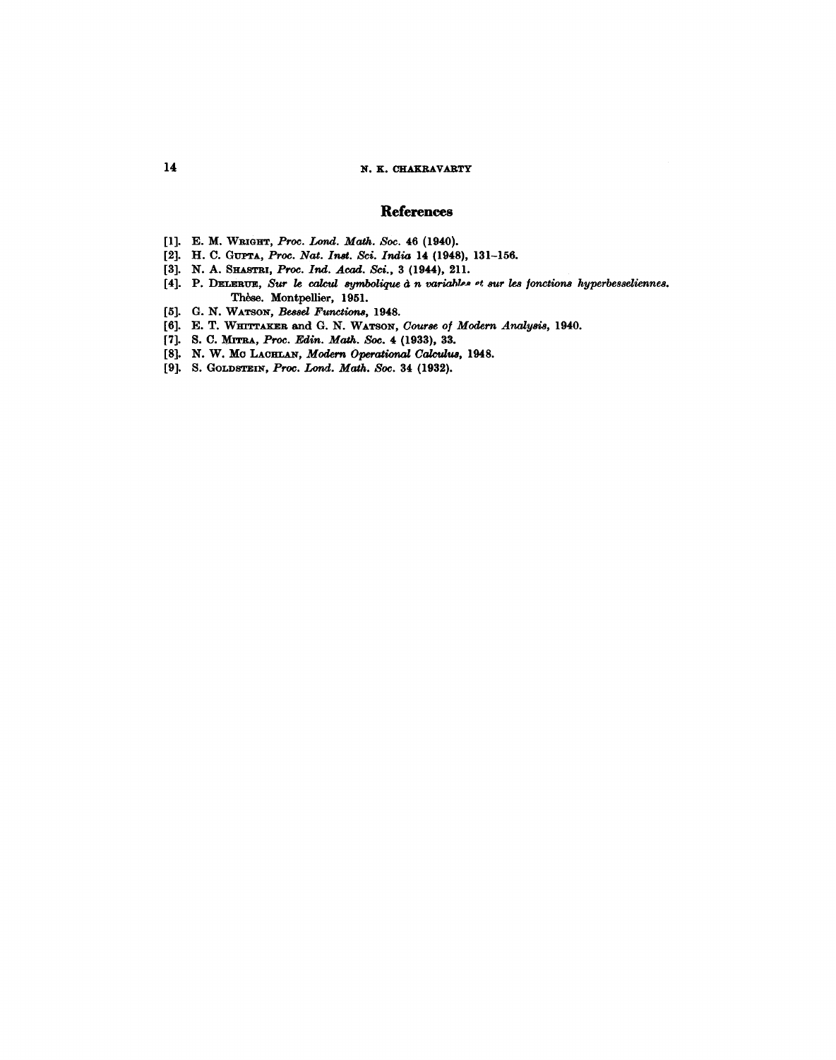## References

[1]. E. M. Wright, *Proc. Lond. Math. Soc.* 46 (1940).

[2]. H. C. Gupta, *Proc. Nat. Inst. Sci. India* 14 (1948), 131–156.

[3]. N. A. Shastri, *Proc. Ind. Acad. Sci.*, 3 (1944), 211.

[4]. P. Delerue, *Sur le calcul symbolique à n variables et sur les fonctions hyperbesseliennes.* Thèse. Montpellier, 1951.

[5]. G. N. Watson, *Bessel Functions*, 1948.

[6]. E. T. Whittaker and G. N. Watson, *Course of Modern Analysis*, 1940.

[7]. S. C. Mitra, *Proc. Edin. Math. Soc.* 4 (1933), 33.

[8]. N. W. Mc Lachlan, *Modern Operational Calculus*, 1948.

[9]. S. Goldstein, *Proc. Lond. Math. Soc.* 34 (1932).